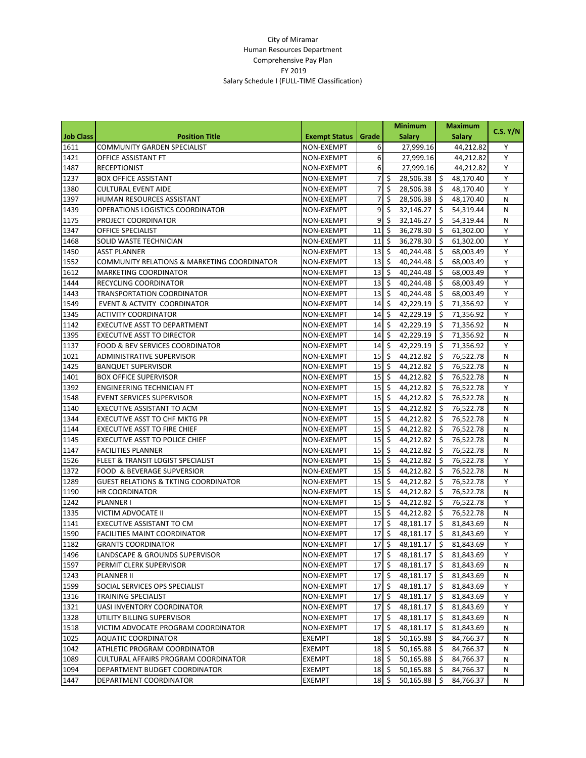City of Miramar
Human Resources Department
Comprehensive Pay Plan
FY 2019
Salary Schedule I (FULL-TIME Classification)

| Job Class | Position Title | Exempt Status | Grade | Minimum Salary | Maximum Salary | C.S. Y/N |
|---|---|---|---|---|---|---|
| 1611 | COMMUNITY GARDEN SPECIALIST | NON-EXEMPT | 6 | 27,999.16 | 44,212.82 | Y |
| 1421 | OFFICE ASSISTANT FT | NON-EXEMPT | 6 | 27,999.16 | 44,212.82 | Y |
| 1487 | RECEPTIONIST | NON-EXEMPT | 6 | 27,999.16 | 44,212.82 | Y |
| 1237 | BOX OFFICE ASSISTANT | NON-EXEMPT | 7 | $ 28,506.38 | $ 48,170.40 | Y |
| 1380 | CULTURAL EVENT AIDE | NON-EXEMPT | 7 | $ 28,506.38 | $ 48,170.40 | Y |
| 1397 | HUMAN RESOURCES ASSISTANT | NON-EXEMPT | 7 | $ 28,506.38 | $ 48,170.40 | N |
| 1439 | OPERATIONS LOGISTICS COORDINATOR | NON-EXEMPT | 9 | $ 32,146.27 | $ 54,319.44 | N |
| 1175 | PROJECT COORDINATOR | NON-EXEMPT | 9 | $ 32,146.27 | $ 54,319.44 | N |
| 1347 | OFFICE SPECIALIST | NON-EXEMPT | 11 | $ 36,278.30 | $ 61,302.00 | Y |
| 1468 | SOLID WASTE TECHNICIAN | NON-EXEMPT | 11 | $ 36,278.30 | $ 61,302.00 | Y |
| 1450 | ASST PLANNER | NON-EXEMPT | 13 | $ 40,244.48 | $ 68,003.49 | Y |
| 1552 | COMMUNITY RELATIONS & MARKETING COORDINATOR | NON-EXEMPT | 13 | $ 40,244.48 | $ 68,003.49 | Y |
| 1612 | MARKETING COORDINATOR | NON-EXEMPT | 13 | $ 40,244.48 | $ 68,003.49 | Y |
| 1444 | RECYCLING COORDINATOR | NON-EXEMPT | 13 | $ 40,244.48 | $ 68,003.49 | Y |
| 1443 | TRANSPORTATION COORDINATOR | NON-EXEMPT | 13 | $ 40,244.48 | $ 68,003.49 | Y |
| 1549 | EVENT & ACTVITY COORDINATOR | NON-EXEMPT | 14 | $ 42,229.19 | $ 71,356.92 | Y |
| 1345 | ACTIVITY COORDINATOR | NON-EXEMPT | 14 | $ 42,229.19 | $ 71,356.92 | Y |
| 1142 | EXECUTIVE ASST TO DEPARTMENT | NON-EXEMPT | 14 | $ 42,229.19 | $ 71,356.92 | N |
| 1395 | EXECUTIVE ASST TO DIRECTOR | NON-EXEMPT | 14 | $ 42,229.19 | $ 71,356.92 | N |
| 1137 | FOOD & BEV SERVICES COORDINATOR | NON-EXEMPT | 14 | $ 42,229.19 | $ 71,356.92 | Y |
| 1021 | ADMINISTRATIVE SUPERVISOR | NON-EXEMPT | 15 | $ 44,212.82 | $ 76,522.78 | N |
| 1425 | BANQUET SUPERVISOR | NON-EXEMPT | 15 | $ 44,212.82 | $ 76,522.78 | N |
| 1401 | BOX OFFICE SUPERVISOR | NON-EXEMPT | 15 | $ 44,212.82 | $ 76,522.78 | N |
| 1392 | ENGINEERING TECHNICIAN FT | NON-EXEMPT | 15 | $ 44,212.82 | $ 76,522.78 | Y |
| 1548 | EVENT SERVICES SUPERVISOR | NON-EXEMPT | 15 | $ 44,212.82 | $ 76,522.78 | N |
| 1140 | EXECUTIVE ASSISTANT TO ACM | NON-EXEMPT | 15 | $ 44,212.82 | $ 76,522.78 | N |
| 1344 | EXECUTIVE ASST TO CHF MKTG PR | NON-EXEMPT | 15 | $ 44,212.82 | $ 76,522.78 | N |
| 1144 | EXECUTIVE ASST TO FIRE CHIEF | NON-EXEMPT | 15 | $ 44,212.82 | $ 76,522.78 | N |
| 1145 | EXECUTIVE ASST TO POLICE CHIEF | NON-EXEMPT | 15 | $ 44,212.82 | $ 76,522.78 | N |
| 1147 | FACILITIES PLANNER | NON-EXEMPT | 15 | $ 44,212.82 | $ 76,522.78 | N |
| 1526 | FLEET & TRANSIT LOGIST SPECIALIST | NON-EXEMPT | 15 | $ 44,212.82 | $ 76,522.78 | Y |
| 1372 | FOOD & BEVERAGE SUPVERSIOR | NON-EXEMPT | 15 | $ 44,212.82 | $ 76,522.78 | N |
| 1289 | GUEST RELATIONS & TKTING COORDINATOR | NON-EXEMPT | 15 | $ 44,212.82 | $ 76,522.78 | Y |
| 1190 | HR COORDINATOR | NON-EXEMPT | 15 | $ 44,212.82 | $ 76,522.78 | N |
| 1242 | PLANNER I | NON-EXEMPT | 15 | $ 44,212.82 | $ 76,522.78 | Y |
| 1335 | VICTIM ADVOCATE II | NON-EXEMPT | 15 | $ 44,212.82 | $ 76,522.78 | N |
| 1141 | EXECUTIVE ASSISTANT TO CM | NON-EXEMPT | 17 | $ 48,181.17 | $ 81,843.69 | N |
| 1590 | FACILITIES MAINT COORDINATOR | NON-EXEMPT | 17 | $ 48,181.17 | $ 81,843.69 | Y |
| 1182 | GRANTS COORDINATOR | NON-EXEMPT | 17 | $ 48,181.17 | $ 81,843.69 | Y |
| 1496 | LANDSCAPE & GROUNDS SUPERVISOR | NON-EXEMPT | 17 | $ 48,181.17 | $ 81,843.69 | Y |
| 1597 | PERMIT CLERK SUPERVISOR | NON-EXEMPT | 17 | $ 48,181.17 | $ 81,843.69 | N |
| 1243 | PLANNER II | NON-EXEMPT | 17 | $ 48,181.17 | $ 81,843.69 | N |
| 1599 | SOCIAL SERVICES OPS SPECIALIST | NON-EXEMPT | 17 | $ 48,181.17 | $ 81,843.69 | Y |
| 1316 | TRAINING SPECIALIST | NON-EXEMPT | 17 | $ 48,181.17 | $ 81,843.69 | Y |
| 1321 | UASI INVENTORY COORDINATOR | NON-EXEMPT | 17 | $ 48,181.17 | $ 81,843.69 | Y |
| 1328 | UTILITY BILLING SUPERVISOR | NON-EXEMPT | 17 | $ 48,181.17 | $ 81,843.69 | N |
| 1518 | VICTIM ADVOCATE PROGRAM COORDINATOR | NON-EXEMPT | 17 | $ 48,181.17 | $ 81,843.69 | N |
| 1025 | AQUATIC COORDINATOR | EXEMPT | 18 | $ 50,165.88 | $ 84,766.37 | N |
| 1042 | ATHLETIC PROGRAM COORDINATOR | EXEMPT | 18 | $ 50,165.88 | $ 84,766.37 | N |
| 1089 | CULTURAL AFFAIRS PROGRAM COORDINATOR | EXEMPT | 18 | $ 50,165.88 | $ 84,766.37 | N |
| 1094 | DEPARTMENT BUDGET COORDINATOR | EXEMPT | 18 | $ 50,165.88 | $ 84,766.37 | N |
| 1447 | DEPARTMENT COORDINATOR | EXEMPT | 18 | $ 50,165.88 | $ 84,766.37 | N |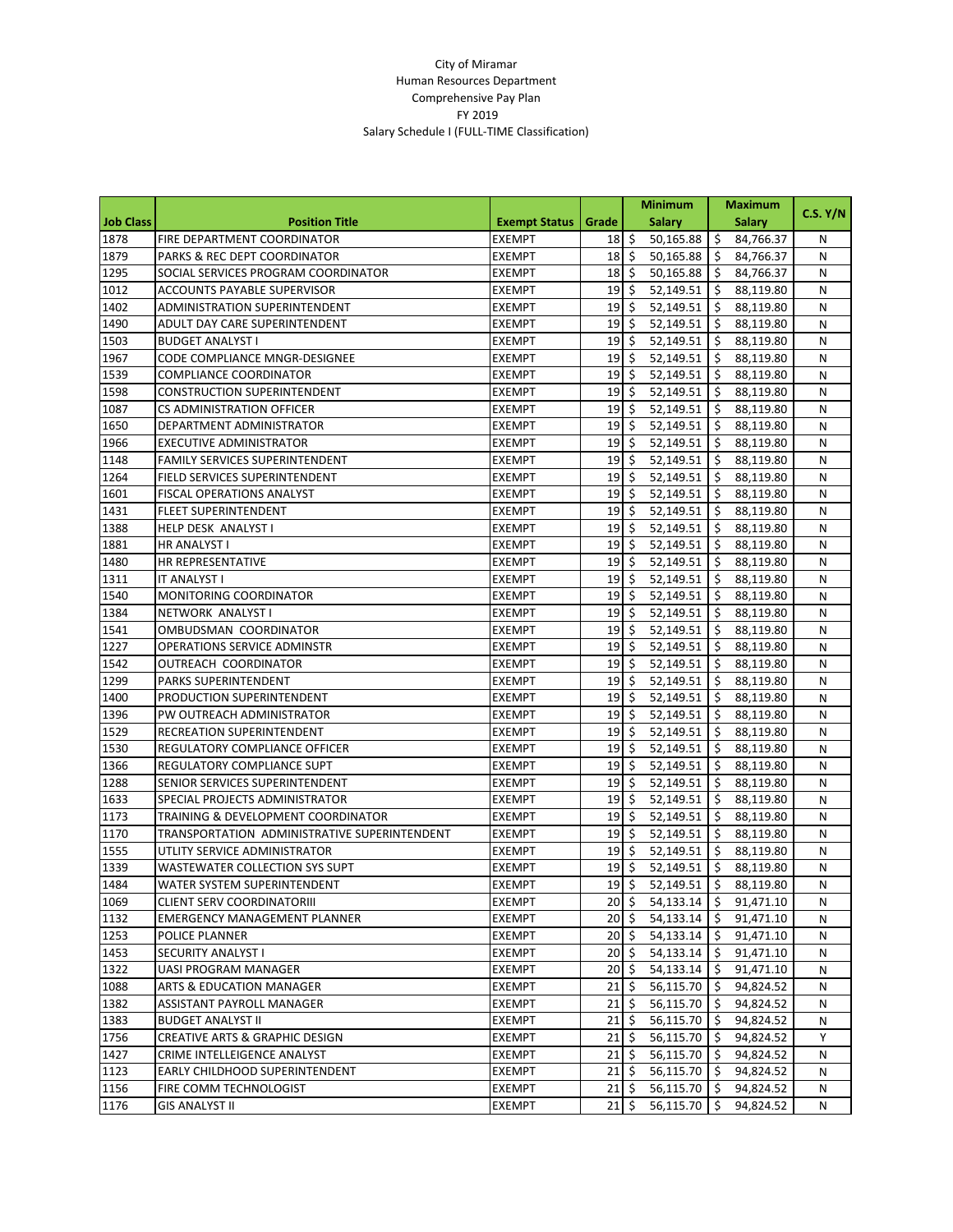City of Miramar
Human Resources Department
Comprehensive Pay Plan
FY 2019
Salary Schedule I (FULL-TIME Classification)

| Job Class | Position Title | Exempt Status | Grade | Minimum Salary | Maximum Salary | C.S. Y/N |
|---|---|---|---|---|---|---|
| 1878 | FIRE DEPARTMENT COORDINATOR | EXEMPT | 18 | $ 50,165.88 | $ 84,766.37 | N |
| 1879 | PARKS & REC DEPT COORDINATOR | EXEMPT | 18 | $ 50,165.88 | $ 84,766.37 | N |
| 1295 | SOCIAL SERVICES PROGRAM COORDINATOR | EXEMPT | 18 | $ 50,165.88 | $ 84,766.37 | N |
| 1012 | ACCOUNTS PAYABLE SUPERVISOR | EXEMPT | 19 | $ 52,149.51 | $ 88,119.80 | N |
| 1402 | ADMINISTRATION SUPERINTENDENT | EXEMPT | 19 | $ 52,149.51 | $ 88,119.80 | N |
| 1490 | ADULT DAY CARE SUPERINTENDENT | EXEMPT | 19 | $ 52,149.51 | $ 88,119.80 | N |
| 1503 | BUDGET ANALYST I | EXEMPT | 19 | $ 52,149.51 | $ 88,119.80 | N |
| 1967 | CODE COMPLIANCE MNGR-DESIGNEE | EXEMPT | 19 | $ 52,149.51 | $ 88,119.80 | N |
| 1539 | COMPLIANCE COORDINATOR | EXEMPT | 19 | $ 52,149.51 | $ 88,119.80 | N |
| 1598 | CONSTRUCTION SUPERINTENDENT | EXEMPT | 19 | $ 52,149.51 | $ 88,119.80 | N |
| 1087 | CS ADMINISTRATION OFFICER | EXEMPT | 19 | $ 52,149.51 | $ 88,119.80 | N |
| 1650 | DEPARTMENT ADMINISTRATOR | EXEMPT | 19 | $ 52,149.51 | $ 88,119.80 | N |
| 1966 | EXECUTIVE ADMINISTRATOR | EXEMPT | 19 | $ 52,149.51 | $ 88,119.80 | N |
| 1148 | FAMILY SERVICES SUPERINTENDENT | EXEMPT | 19 | $ 52,149.51 | $ 88,119.80 | N |
| 1264 | FIELD SERVICES SUPERINTENDENT | EXEMPT | 19 | $ 52,149.51 | $ 88,119.80 | N |
| 1601 | FISCAL OPERATIONS ANALYST | EXEMPT | 19 | $ 52,149.51 | $ 88,119.80 | N |
| 1431 | FLEET SUPERINTENDENT | EXEMPT | 19 | $ 52,149.51 | $ 88,119.80 | N |
| 1388 | HELP DESK ANALYST I | EXEMPT | 19 | $ 52,149.51 | $ 88,119.80 | N |
| 1881 | HR ANALYST I | EXEMPT | 19 | $ 52,149.51 | $ 88,119.80 | N |
| 1480 | HR REPRESENTATIVE | EXEMPT | 19 | $ 52,149.51 | $ 88,119.80 | N |
| 1311 | IT ANALYST I | EXEMPT | 19 | $ 52,149.51 | $ 88,119.80 | N |
| 1540 | MONITORING COORDINATOR | EXEMPT | 19 | $ 52,149.51 | $ 88,119.80 | N |
| 1384 | NETWORK ANALYST I | EXEMPT | 19 | $ 52,149.51 | $ 88,119.80 | N |
| 1541 | OMBUDSMAN COORDINATOR | EXEMPT | 19 | $ 52,149.51 | $ 88,119.80 | N |
| 1227 | OPERATIONS SERVICE ADMINSTR | EXEMPT | 19 | $ 52,149.51 | $ 88,119.80 | N |
| 1542 | OUTREACH COORDINATOR | EXEMPT | 19 | $ 52,149.51 | $ 88,119.80 | N |
| 1299 | PARKS SUPERINTENDENT | EXEMPT | 19 | $ 52,149.51 | $ 88,119.80 | N |
| 1400 | PRODUCTION SUPERINTENDENT | EXEMPT | 19 | $ 52,149.51 | $ 88,119.80 | N |
| 1396 | PW OUTREACH ADMINISTRATOR | EXEMPT | 19 | $ 52,149.51 | $ 88,119.80 | N |
| 1529 | RECREATION SUPERINTENDENT | EXEMPT | 19 | $ 52,149.51 | $ 88,119.80 | N |
| 1530 | REGULATORY COMPLIANCE OFFICER | EXEMPT | 19 | $ 52,149.51 | $ 88,119.80 | N |
| 1366 | REGULATORY COMPLIANCE SUPT | EXEMPT | 19 | $ 52,149.51 | $ 88,119.80 | N |
| 1288 | SENIOR SERVICES SUPERINTENDENT | EXEMPT | 19 | $ 52,149.51 | $ 88,119.80 | N |
| 1633 | SPECIAL PROJECTS ADMINISTRATOR | EXEMPT | 19 | $ 52,149.51 | $ 88,119.80 | N |
| 1173 | TRAINING & DEVELOPMENT COORDINATOR | EXEMPT | 19 | $ 52,149.51 | $ 88,119.80 | N |
| 1170 | TRANSPORTATION ADMINISTRATIVE SUPERINTENDENT | EXEMPT | 19 | $ 52,149.51 | $ 88,119.80 | N |
| 1555 | UTLITY SERVICE ADMINISTRATOR | EXEMPT | 19 | $ 52,149.51 | $ 88,119.80 | N |
| 1339 | WASTEWATER COLLECTION SYS SUPT | EXEMPT | 19 | $ 52,149.51 | $ 88,119.80 | N |
| 1484 | WATER SYSTEM SUPERINTENDENT | EXEMPT | 19 | $ 52,149.51 | $ 88,119.80 | N |
| 1069 | CLIENT SERV COORDINATORIII | EXEMPT | 20 | $ 54,133.14 | $ 91,471.10 | N |
| 1132 | EMERGENCY MANAGEMENT PLANNER | EXEMPT | 20 | $ 54,133.14 | $ 91,471.10 | N |
| 1253 | POLICE PLANNER | EXEMPT | 20 | $ 54,133.14 | $ 91,471.10 | N |
| 1453 | SECURITY ANALYST I | EXEMPT | 20 | $ 54,133.14 | $ 91,471.10 | N |
| 1322 | UASI PROGRAM MANAGER | EXEMPT | 20 | $ 54,133.14 | $ 91,471.10 | N |
| 1088 | ARTS & EDUCATION MANAGER | EXEMPT | 21 | $ 56,115.70 | $ 94,824.52 | N |
| 1382 | ASSISTANT PAYROLL MANAGER | EXEMPT | 21 | $ 56,115.70 | $ 94,824.52 | N |
| 1383 | BUDGET ANALYST II | EXEMPT | 21 | $ 56,115.70 | $ 94,824.52 | N |
| 1756 | CREATIVE ARTS & GRAPHIC DESIGN | EXEMPT | 21 | $ 56,115.70 | $ 94,824.52 | Y |
| 1427 | CRIME INTELLEIGENCE ANALYST | EXEMPT | 21 | $ 56,115.70 | $ 94,824.52 | N |
| 1123 | EARLY CHILDHOOD SUPERINTENDENT | EXEMPT | 21 | $ 56,115.70 | $ 94,824.52 | N |
| 1156 | FIRE COMM TECHNOLOGIST | EXEMPT | 21 | $ 56,115.70 | $ 94,824.52 | N |
| 1176 | GIS ANALYST II | EXEMPT | 21 | $ 56,115.70 | $ 94,824.52 | N |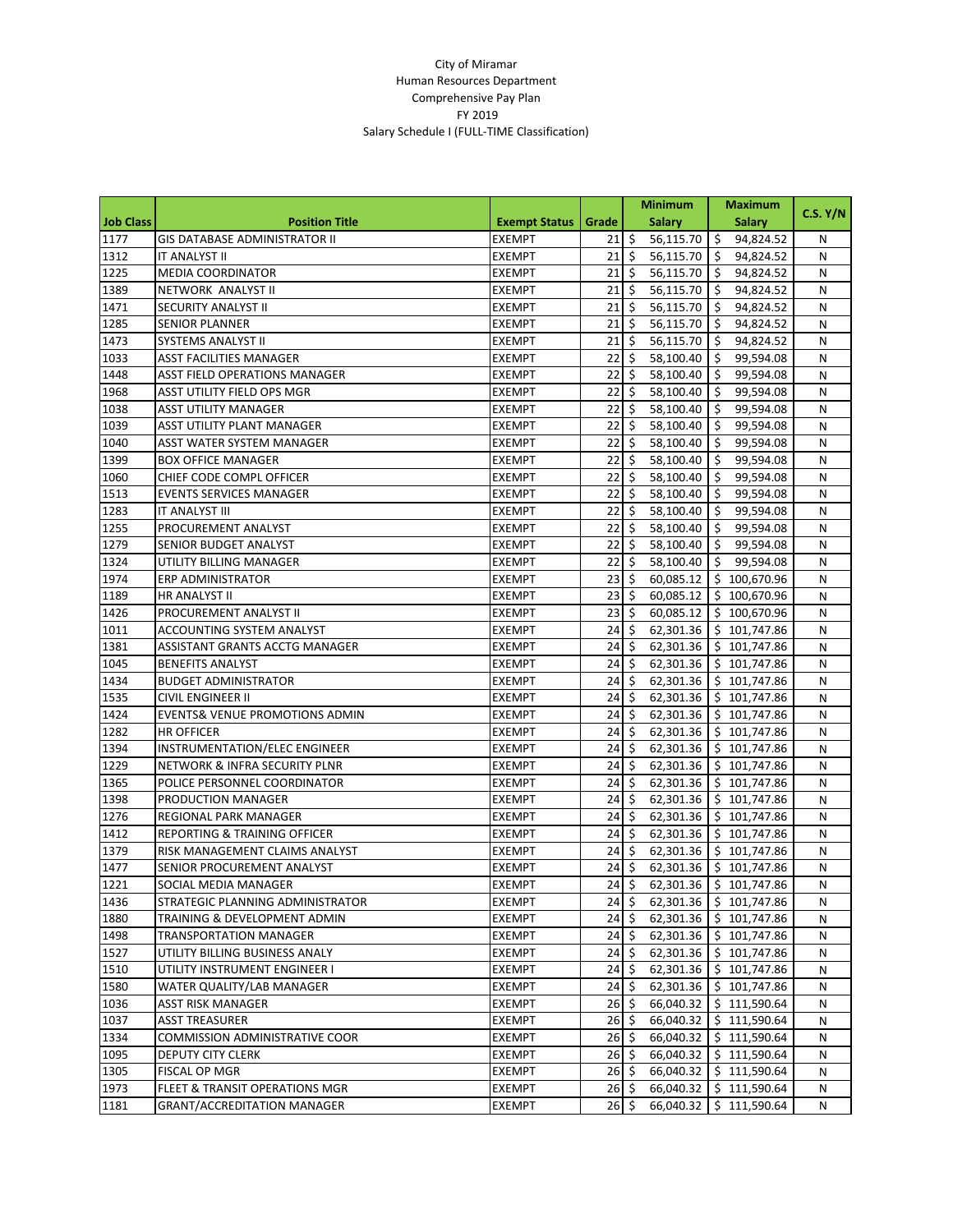City of Miramar
Human Resources Department
Comprehensive Pay Plan
FY 2019
Salary Schedule I (FULL-TIME Classification)

| Job Class | Position Title | Exempt Status | Grade | Minimum Salary | Maximum Salary | C.S. Y/N |
|---|---|---|---|---|---|---|
| 1177 | GIS DATABASE ADMINISTRATOR II | EXEMPT | 21 | $ 56,115.70 | $ 94,824.52 | N |
| 1312 | IT ANALYST II | EXEMPT | 21 | $ 56,115.70 | $ 94,824.52 | N |
| 1225 | MEDIA COORDINATOR | EXEMPT | 21 | $ 56,115.70 | $ 94,824.52 | N |
| 1389 | NETWORK ANALYST II | EXEMPT | 21 | $ 56,115.70 | $ 94,824.52 | N |
| 1471 | SECURITY ANALYST II | EXEMPT | 21 | $ 56,115.70 | $ 94,824.52 | N |
| 1285 | SENIOR PLANNER | EXEMPT | 21 | $ 56,115.70 | $ 94,824.52 | N |
| 1473 | SYSTEMS ANALYST II | EXEMPT | 21 | $ 56,115.70 | $ 94,824.52 | N |
| 1033 | ASST FACILITIES MANAGER | EXEMPT | 22 | $ 58,100.40 | $ 99,594.08 | N |
| 1448 | ASST FIELD OPERATIONS MANAGER | EXEMPT | 22 | $ 58,100.40 | $ 99,594.08 | N |
| 1968 | ASST UTILITY FIELD OPS MGR | EXEMPT | 22 | $ 58,100.40 | $ 99,594.08 | N |
| 1038 | ASST UTILITY MANAGER | EXEMPT | 22 | $ 58,100.40 | $ 99,594.08 | N |
| 1039 | ASST UTILITY PLANT MANAGER | EXEMPT | 22 | $ 58,100.40 | $ 99,594.08 | N |
| 1040 | ASST WATER SYSTEM MANAGER | EXEMPT | 22 | $ 58,100.40 | $ 99,594.08 | N |
| 1399 | BOX OFFICE MANAGER | EXEMPT | 22 | $ 58,100.40 | $ 99,594.08 | N |
| 1060 | CHIEF CODE COMPL OFFICER | EXEMPT | 22 | $ 58,100.40 | $ 99,594.08 | N |
| 1513 | EVENTS SERVICES MANAGER | EXEMPT | 22 | $ 58,100.40 | $ 99,594.08 | N |
| 1283 | IT ANALYST III | EXEMPT | 22 | $ 58,100.40 | $ 99,594.08 | N |
| 1255 | PROCUREMENT ANALYST | EXEMPT | 22 | $ 58,100.40 | $ 99,594.08 | N |
| 1279 | SENIOR BUDGET ANALYST | EXEMPT | 22 | $ 58,100.40 | $ 99,594.08 | N |
| 1324 | UTILITY BILLING MANAGER | EXEMPT | 22 | $ 58,100.40 | $ 99,594.08 | N |
| 1974 | ERP ADMINISTRATOR | EXEMPT | 23 | $ 60,085.12 | $ 100,670.96 | N |
| 1189 | HR ANALYST II | EXEMPT | 23 | $ 60,085.12 | $ 100,670.96 | N |
| 1426 | PROCUREMENT ANALYST II | EXEMPT | 23 | $ 60,085.12 | $ 100,670.96 | N |
| 1011 | ACCOUNTING SYSTEM ANALYST | EXEMPT | 24 | $ 62,301.36 | $ 101,747.86 | N |
| 1381 | ASSISTANT GRANTS ACCTG MANAGER | EXEMPT | 24 | $ 62,301.36 | $ 101,747.86 | N |
| 1045 | BENEFITS ANALYST | EXEMPT | 24 | $ 62,301.36 | $ 101,747.86 | N |
| 1434 | BUDGET ADMINISTRATOR | EXEMPT | 24 | $ 62,301.36 | $ 101,747.86 | N |
| 1535 | CIVIL ENGINEER II | EXEMPT | 24 | $ 62,301.36 | $ 101,747.86 | N |
| 1424 | EVENTS& VENUE PROMOTIONS ADMIN | EXEMPT | 24 | $ 62,301.36 | $ 101,747.86 | N |
| 1282 | HR OFFICER | EXEMPT | 24 | $ 62,301.36 | $ 101,747.86 | N |
| 1394 | INSTRUMENTATION/ELEC ENGINEER | EXEMPT | 24 | $ 62,301.36 | $ 101,747.86 | N |
| 1229 | NETWORK & INFRA SECURITY PLNR | EXEMPT | 24 | $ 62,301.36 | $ 101,747.86 | N |
| 1365 | POLICE PERSONNEL COORDINATOR | EXEMPT | 24 | $ 62,301.36 | $ 101,747.86 | N |
| 1398 | PRODUCTION MANAGER | EXEMPT | 24 | $ 62,301.36 | $ 101,747.86 | N |
| 1276 | REGIONAL PARK MANAGER | EXEMPT | 24 | $ 62,301.36 | $ 101,747.86 | N |
| 1412 | REPORTING & TRAINING OFFICER | EXEMPT | 24 | $ 62,301.36 | $ 101,747.86 | N |
| 1379 | RISK MANAGEMENT CLAIMS ANALYST | EXEMPT | 24 | $ 62,301.36 | $ 101,747.86 | N |
| 1477 | SENIOR PROCUREMENT ANALYST | EXEMPT | 24 | $ 62,301.36 | $ 101,747.86 | N |
| 1221 | SOCIAL MEDIA MANAGER | EXEMPT | 24 | $ 62,301.36 | $ 101,747.86 | N |
| 1436 | STRATEGIC PLANNING ADMINISTRATOR | EXEMPT | 24 | $ 62,301.36 | $ 101,747.86 | N |
| 1880 | TRAINING & DEVELOPMENT ADMIN | EXEMPT | 24 | $ 62,301.36 | $ 101,747.86 | N |
| 1498 | TRANSPORTATION MANAGER | EXEMPT | 24 | $ 62,301.36 | $ 101,747.86 | N |
| 1527 | UTILITY BILLING BUSINESS ANALY | EXEMPT | 24 | $ 62,301.36 | $ 101,747.86 | N |
| 1510 | UTILITY INSTRUMENT ENGINEER I | EXEMPT | 24 | $ 62,301.36 | $ 101,747.86 | N |
| 1580 | WATER QUALITY/LAB MANAGER | EXEMPT | 24 | $ 62,301.36 | $ 101,747.86 | N |
| 1036 | ASST RISK MANAGER | EXEMPT | 26 | $ 66,040.32 | $ 111,590.64 | N |
| 1037 | ASST TREASURER | EXEMPT | 26 | $ 66,040.32 | $ 111,590.64 | N |
| 1334 | COMMISSION ADMINISTRATIVE COOR | EXEMPT | 26 | $ 66,040.32 | $ 111,590.64 | N |
| 1095 | DEPUTY CITY CLERK | EXEMPT | 26 | $ 66,040.32 | $ 111,590.64 | N |
| 1305 | FISCAL OP MGR | EXEMPT | 26 | $ 66,040.32 | $ 111,590.64 | N |
| 1973 | FLEET & TRANSIT OPERATIONS MGR | EXEMPT | 26 | $ 66,040.32 | $ 111,590.64 | N |
| 1181 | GRANT/ACCREDITATION MANAGER | EXEMPT | 26 | $ 66,040.32 | $ 111,590.64 | N |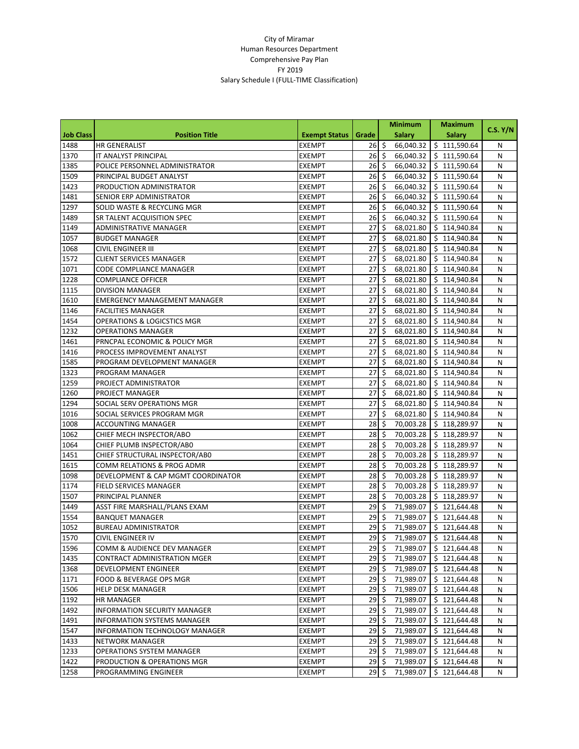City of Miramar
Human Resources Department
Comprehensive Pay Plan
FY 2019
Salary Schedule I (FULL-TIME Classification)

| Job Class | Position Title | Exempt Status | Grade | Minimum Salary | Maximum Salary | C.S. Y/N |
|---|---|---|---|---|---|---|
| 1488 | HR GENERALIST | EXEMPT | 26 | $ 66,040.32 | $ 111,590.64 | N |
| 1370 | IT ANALYST PRINCIPAL | EXEMPT | 26 | $ 66,040.32 | $ 111,590.64 | N |
| 1385 | POLICE PERSONNEL ADMINISTRATOR | EXEMPT | 26 | $ 66,040.32 | $ 111,590.64 | N |
| 1509 | PRINCIPAL BUDGET ANALYST | EXEMPT | 26 | $ 66,040.32 | $ 111,590.64 | N |
| 1423 | PRODUCTION ADMINISTRATOR | EXEMPT | 26 | $ 66,040.32 | $ 111,590.64 | N |
| 1481 | SENIOR ERP ADMINISTRATOR | EXEMPT | 26 | $ 66,040.32 | $ 111,590.64 | N |
| 1297 | SOLID WASTE & RECYCLING MGR | EXEMPT | 26 | $ 66,040.32 | $ 111,590.64 | N |
| 1489 | SR TALENT ACQUISITION SPEC | EXEMPT | 26 | $ 66,040.32 | $ 111,590.64 | N |
| 1149 | ADMINISTRATIVE MANAGER | EXEMPT | 27 | $ 68,021.80 | $ 114,940.84 | N |
| 1057 | BUDGET MANAGER | EXEMPT | 27 | $ 68,021.80 | $ 114,940.84 | N |
| 1068 | CIVIL ENGINEER III | EXEMPT | 27 | $ 68,021.80 | $ 114,940.84 | N |
| 1572 | CLIENT SERVICES MANAGER | EXEMPT | 27 | $ 68,021.80 | $ 114,940.84 | N |
| 1071 | CODE COMPLIANCE MANAGER | EXEMPT | 27 | $ 68,021.80 | $ 114,940.84 | N |
| 1228 | COMPLIANCE OFFICER | EXEMPT | 27 | $ 68,021.80 | $ 114,940.84 | N |
| 1115 | DIVISION MANAGER | EXEMPT | 27 | $ 68,021.80 | $ 114,940.84 | N |
| 1610 | EMERGENCY MANAGEMENT MANAGER | EXEMPT | 27 | $ 68,021.80 | $ 114,940.84 | N |
| 1146 | FACILITIES MANAGER | EXEMPT | 27 | $ 68,021.80 | $ 114,940.84 | N |
| 1454 | OPERATIONS & LOGICSTICS MGR | EXEMPT | 27 | $ 68,021.80 | $ 114,940.84 | N |
| 1232 | OPERATIONS MANAGER | EXEMPT | 27 | $ 68,021.80 | $ 114,940.84 | N |
| 1461 | PRNCPAL ECONOMIC & POLICY MGR | EXEMPT | 27 | $ 68,021.80 | $ 114,940.84 | N |
| 1416 | PROCESS IMPROVEMENT ANALYST | EXEMPT | 27 | $ 68,021.80 | $ 114,940.84 | N |
| 1585 | PROGRAM DEVELOPMENT MANAGER | EXEMPT | 27 | $ 68,021.80 | $ 114,940.84 | N |
| 1323 | PROGRAM MANAGER | EXEMPT | 27 | $ 68,021.80 | $ 114,940.84 | N |
| 1259 | PROJECT ADMINISTRATOR | EXEMPT | 27 | $ 68,021.80 | $ 114,940.84 | N |
| 1260 | PROJECT MANAGER | EXEMPT | 27 | $ 68,021.80 | $ 114,940.84 | N |
| 1294 | SOCIAL SERV OPERATIONS MGR | EXEMPT | 27 | $ 68,021.80 | $ 114,940.84 | N |
| 1016 | SOCIAL SERVICES PROGRAM MGR | EXEMPT | 27 | $ 68,021.80 | $ 114,940.84 | N |
| 1008 | ACCOUNTING MANAGER | EXEMPT | 28 | $ 70,003.28 | $ 118,289.97 | N |
| 1062 | CHIEF MECH INSPECTOR/ABO | EXEMPT | 28 | $ 70,003.28 | $ 118,289.97 | N |
| 1064 | CHIEF PLUMB INSPECTOR/AB0 | EXEMPT | 28 | $ 70,003.28 | $ 118,289.97 | N |
| 1451 | CHIEF STRUCTURAL INSPECTOR/AB0 | EXEMPT | 28 | $ 70,003.28 | $ 118,289.97 | N |
| 1615 | COMM RELATIONS & PROG ADMR | EXEMPT | 28 | $ 70,003.28 | $ 118,289.97 | N |
| 1098 | DEVELOPMENT & CAP MGMT COORDINATOR | EXEMPT | 28 | $ 70,003.28 | $ 118,289.97 | N |
| 1174 | FIELD SERVICES MANAGER | EXEMPT | 28 | $ 70,003.28 | $ 118,289.97 | N |
| 1507 | PRINCIPAL PLANNER | EXEMPT | 28 | $ 70,003.28 | $ 118,289.97 | N |
| 1449 | ASST FIRE MARSHALL/PLANS EXAM | EXEMPT | 29 | $ 71,989.07 | $ 121,644.48 | N |
| 1554 | BANQUET MANAGER | EXEMPT | 29 | $ 71,989.07 | $ 121,644.48 | N |
| 1052 | BUREAU ADMINISTRATOR | EXEMPT | 29 | $ 71,989.07 | $ 121,644.48 | N |
| 1570 | CIVIL ENGINEER IV | EXEMPT | 29 | $ 71,989.07 | $ 121,644.48 | N |
| 1596 | COMM & AUDIENCE DEV MANAGER | EXEMPT | 29 | $ 71,989.07 | $ 121,644.48 | N |
| 1435 | CONTRACT ADMINISTRATION MGER | EXEMPT | 29 | $ 71,989.07 | $ 121,644.48 | N |
| 1368 | DEVELOPMENT ENGINEER | EXEMPT | 29 | $ 71,989.07 | $ 121,644.48 | N |
| 1171 | FOOD & BEVERAGE OPS MGR | EXEMPT | 29 | $ 71,989.07 | $ 121,644.48 | N |
| 1506 | HELP DESK MANAGER | EXEMPT | 29 | $ 71,989.07 | $ 121,644.48 | N |
| 1192 | HR MANAGER | EXEMPT | 29 | $ 71,989.07 | $ 121,644.48 | N |
| 1492 | INFORMATION SECURITY MANAGER | EXEMPT | 29 | $ 71,989.07 | $ 121,644.48 | N |
| 1491 | INFORMATION SYSTEMS MANAGER | EXEMPT | 29 | $ 71,989.07 | $ 121,644.48 | N |
| 1547 | INFORMATION TECHNOLOGY MANAGER | EXEMPT | 29 | $ 71,989.07 | $ 121,644.48 | N |
| 1433 | NETWORK MANAGER | EXEMPT | 29 | $ 71,989.07 | $ 121,644.48 | N |
| 1233 | OPERATIONS SYSTEM MANAGER | EXEMPT | 29 | $ 71,989.07 | $ 121,644.48 | N |
| 1422 | PRODUCTION & OPERATIONS MGR | EXEMPT | 29 | $ 71,989.07 | $ 121,644.48 | N |
| 1258 | PROGRAMMING ENGINEER | EXEMPT | 29 | $ 71,989.07 | $ 121,644.48 | N |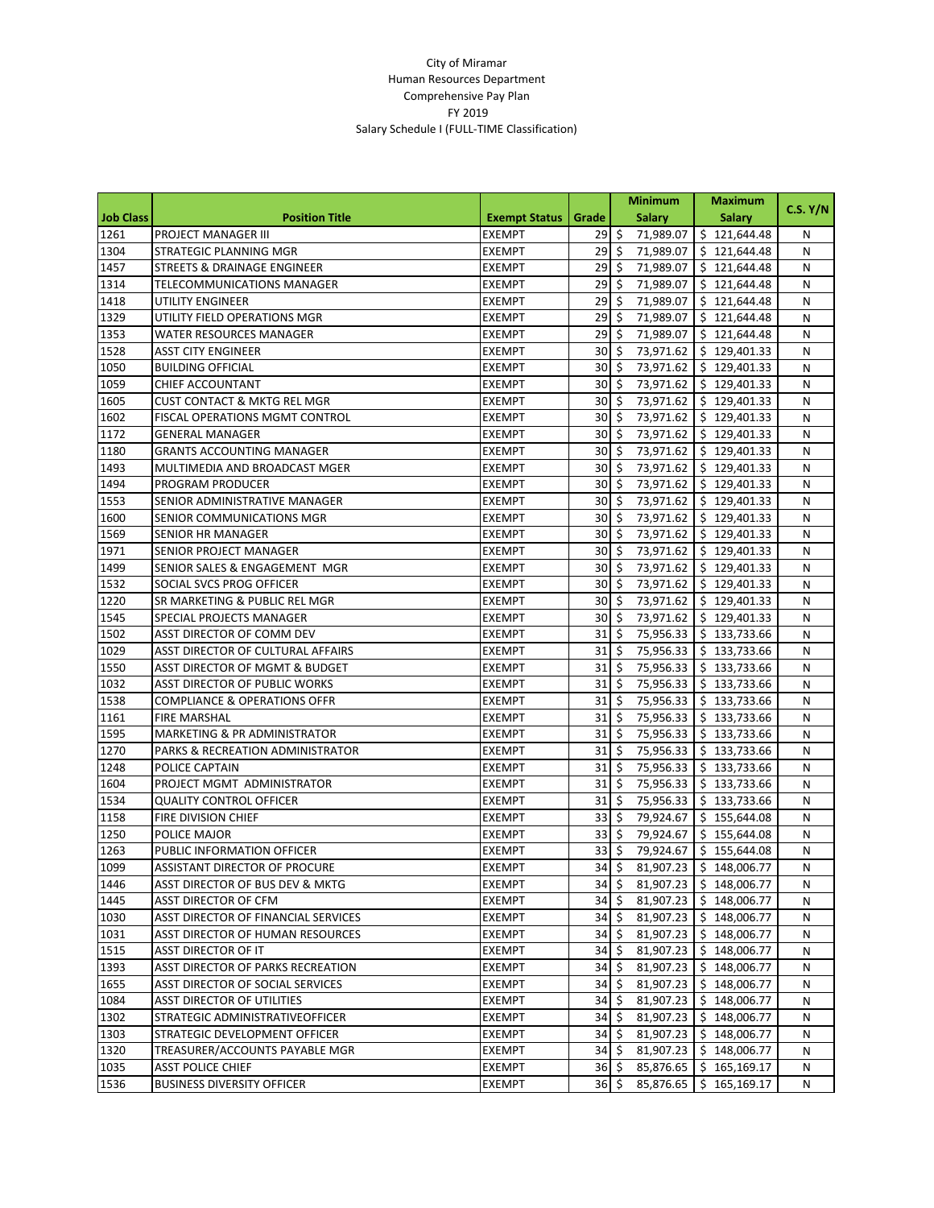City of Miramar
Human Resources Department
Comprehensive Pay Plan
FY 2019
Salary Schedule I (FULL-TIME Classification)

| Job Class | Position Title | Exempt Status | Grade | Minimum Salary | Maximum Salary | C.S. Y/N |
|---|---|---|---|---|---|---|
| 1261 | PROJECT MANAGER III | EXEMPT | 29 | $ 71,989.07 | $ 121,644.48 | N |
| 1304 | STRATEGIC PLANNING MGR | EXEMPT | 29 | $ 71,989.07 | $ 121,644.48 | N |
| 1457 | STREETS & DRAINAGE ENGINEER | EXEMPT | 29 | $ 71,989.07 | $ 121,644.48 | N |
| 1314 | TELECOMMUNICATIONS MANAGER | EXEMPT | 29 | $ 71,989.07 | $ 121,644.48 | N |
| 1418 | UTILITY ENGINEER | EXEMPT | 29 | $ 71,989.07 | $ 121,644.48 | N |
| 1329 | UTILITY FIELD OPERATIONS MGR | EXEMPT | 29 | $ 71,989.07 | $ 121,644.48 | N |
| 1353 | WATER RESOURCES MANAGER | EXEMPT | 29 | $ 71,989.07 | $ 121,644.48 | N |
| 1528 | ASST CITY ENGINEER | EXEMPT | 30 | $ 73,971.62 | $ 129,401.33 | N |
| 1050 | BUILDING OFFICIAL | EXEMPT | 30 | $ 73,971.62 | $ 129,401.33 | N |
| 1059 | CHIEF ACCOUNTANT | EXEMPT | 30 | $ 73,971.62 | $ 129,401.33 | N |
| 1605 | CUST CONTACT & MKTG REL MGR | EXEMPT | 30 | $ 73,971.62 | $ 129,401.33 | N |
| 1602 | FISCAL OPERATIONS MGMT CONTROL | EXEMPT | 30 | $ 73,971.62 | $ 129,401.33 | N |
| 1172 | GENERAL MANAGER | EXEMPT | 30 | $ 73,971.62 | $ 129,401.33 | N |
| 1180 | GRANTS ACCOUNTING MANAGER | EXEMPT | 30 | $ 73,971.62 | $ 129,401.33 | N |
| 1493 | MULTIMEDIA AND BROADCAST MGER | EXEMPT | 30 | $ 73,971.62 | $ 129,401.33 | N |
| 1494 | PROGRAM PRODUCER | EXEMPT | 30 | $ 73,971.62 | $ 129,401.33 | N |
| 1553 | SENIOR ADMINISTRATIVE MANAGER | EXEMPT | 30 | $ 73,971.62 | $ 129,401.33 | N |
| 1600 | SENIOR COMMUNICATIONS MGR | EXEMPT | 30 | $ 73,971.62 | $ 129,401.33 | N |
| 1569 | SENIOR HR MANAGER | EXEMPT | 30 | $ 73,971.62 | $ 129,401.33 | N |
| 1971 | SENIOR PROJECT MANAGER | EXEMPT | 30 | $ 73,971.62 | $ 129,401.33 | N |
| 1499 | SENIOR SALES & ENGAGEMENT MGR | EXEMPT | 30 | $ 73,971.62 | $ 129,401.33 | N |
| 1532 | SOCIAL SVCS PROG OFFICER | EXEMPT | 30 | $ 73,971.62 | $ 129,401.33 | N |
| 1220 | SR MARKETING & PUBLIC REL MGR | EXEMPT | 30 | $ 73,971.62 | $ 129,401.33 | N |
| 1545 | SPECIAL PROJECTS MANAGER | EXEMPT | 30 | $ 73,971.62 | $ 129,401.33 | N |
| 1502 | ASST DIRECTOR OF COMM DEV | EXEMPT | 31 | $ 75,956.33 | $ 133,733.66 | N |
| 1029 | ASST DIRECTOR OF CULTURAL AFFAIRS | EXEMPT | 31 | $ 75,956.33 | $ 133,733.66 | N |
| 1550 | ASST DIRECTOR OF MGMT & BUDGET | EXEMPT | 31 | $ 75,956.33 | $ 133,733.66 | N |
| 1032 | ASST DIRECTOR OF PUBLIC WORKS | EXEMPT | 31 | $ 75,956.33 | $ 133,733.66 | N |
| 1538 | COMPLIANCE & OPERATIONS OFFR | EXEMPT | 31 | $ 75,956.33 | $ 133,733.66 | N |
| 1161 | FIRE MARSHAL | EXEMPT | 31 | $ 75,956.33 | $ 133,733.66 | N |
| 1595 | MARKETING & PR ADMINISTRATOR | EXEMPT | 31 | $ 75,956.33 | $ 133,733.66 | N |
| 1270 | PARKS & RECREATION ADMINISTRATOR | EXEMPT | 31 | $ 75,956.33 | $ 133,733.66 | N |
| 1248 | POLICE CAPTAIN | EXEMPT | 31 | $ 75,956.33 | $ 133,733.66 | N |
| 1604 | PROJECT MGMT ADMINISTRATOR | EXEMPT | 31 | $ 75,956.33 | $ 133,733.66 | N |
| 1534 | QUALITY CONTROL OFFICER | EXEMPT | 31 | $ 75,956.33 | $ 133,733.66 | N |
| 1158 | FIRE DIVISION CHIEF | EXEMPT | 33 | $ 79,924.67 | $ 155,644.08 | N |
| 1250 | POLICE MAJOR | EXEMPT | 33 | $ 79,924.67 | $ 155,644.08 | N |
| 1263 | PUBLIC INFORMATION OFFICER | EXEMPT | 33 | $ 79,924.67 | $ 155,644.08 | N |
| 1099 | ASSISTANT DIRECTOR OF PROCURE | EXEMPT | 34 | $ 81,907.23 | $ 148,006.77 | N |
| 1446 | ASST DIRECTOR OF BUS DEV & MKTG | EXEMPT | 34 | $ 81,907.23 | $ 148,006.77 | N |
| 1445 | ASST DIRECTOR OF CFM | EXEMPT | 34 | $ 81,907.23 | $ 148,006.77 | N |
| 1030 | ASST DIRECTOR OF FINANCIAL SERVICES | EXEMPT | 34 | $ 81,907.23 | $ 148,006.77 | N |
| 1031 | ASST DIRECTOR OF HUMAN RESOURCES | EXEMPT | 34 | $ 81,907.23 | $ 148,006.77 | N |
| 1515 | ASST DIRECTOR OF IT | EXEMPT | 34 | $ 81,907.23 | $ 148,006.77 | N |
| 1393 | ASST DIRECTOR OF PARKS RECREATION | EXEMPT | 34 | $ 81,907.23 | $ 148,006.77 | N |
| 1655 | ASST DIRECTOR OF SOCIAL SERVICES | EXEMPT | 34 | $ 81,907.23 | $ 148,006.77 | N |
| 1084 | ASST DIRECTOR OF UTILITIES | EXEMPT | 34 | $ 81,907.23 | $ 148,006.77 | N |
| 1302 | STRATEGIC ADMINISTRATIVEOFFICER | EXEMPT | 34 | $ 81,907.23 | $ 148,006.77 | N |
| 1303 | STRATEGIC DEVELOPMENT OFFICER | EXEMPT | 34 | $ 81,907.23 | $ 148,006.77 | N |
| 1320 | TREASURER/ACCOUNTS PAYABLE MGR | EXEMPT | 34 | $ 81,907.23 | $ 148,006.77 | N |
| 1035 | ASST POLICE CHIEF | EXEMPT | 36 | $ 85,876.65 | $ 165,169.17 | N |
| 1536 | BUSINESS DIVERSITY OFFICER | EXEMPT | 36 | $ 85,876.65 | $ 165,169.17 | N |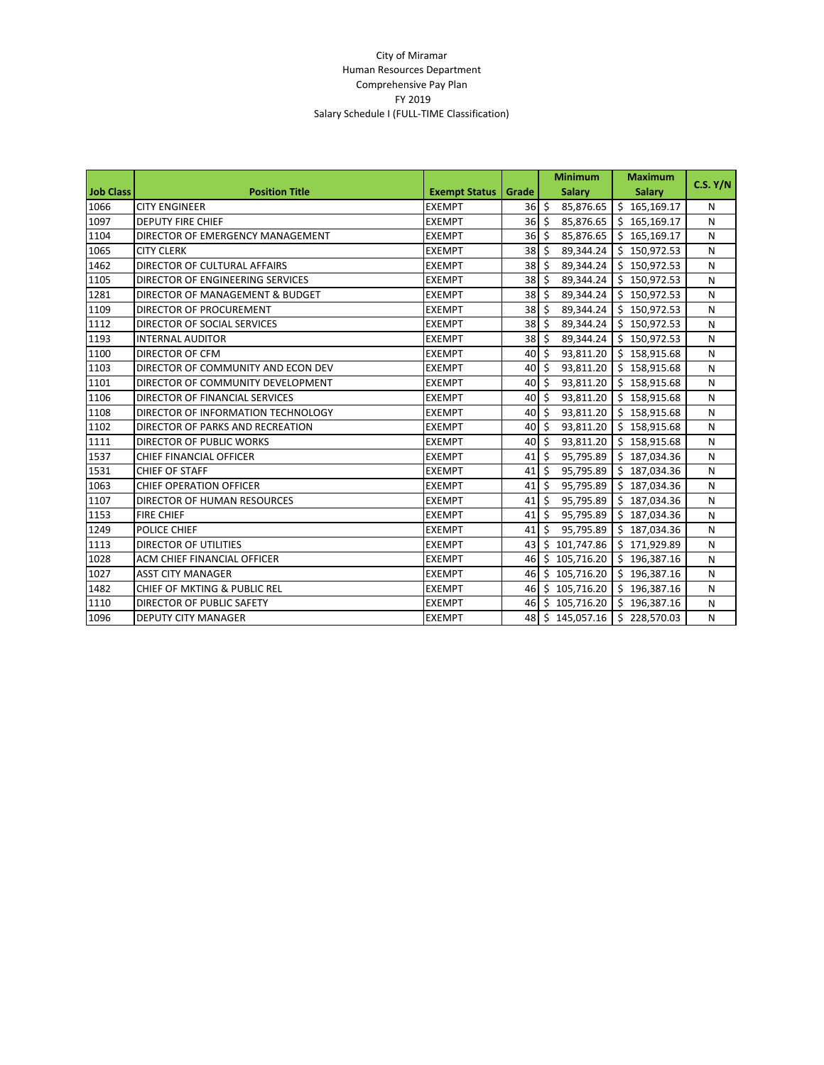City of Miramar
Human Resources Department
Comprehensive Pay Plan
FY 2019
Salary Schedule I (FULL-TIME Classification)

| Job Class | Position Title | Exempt Status | Grade | Minimum Salary | Maximum Salary | C.S. Y/N |
|---|---|---|---|---|---|---|
| 1066 | CITY ENGINEER | EXEMPT | 36 | $ 85,876.65 | $ 165,169.17 | N |
| 1097 | DEPUTY FIRE CHIEF | EXEMPT | 36 | $ 85,876.65 | $ 165,169.17 | N |
| 1104 | DIRECTOR OF EMERGENCY MANAGEMENT | EXEMPT | 36 | $ 85,876.65 | $ 165,169.17 | N |
| 1065 | CITY CLERK | EXEMPT | 38 | $ 89,344.24 | $ 150,972.53 | N |
| 1462 | DIRECTOR OF CULTURAL AFFAIRS | EXEMPT | 38 | $ 89,344.24 | $ 150,972.53 | N |
| 1105 | DIRECTOR OF ENGINEERING SERVICES | EXEMPT | 38 | $ 89,344.24 | $ 150,972.53 | N |
| 1281 | DIRECTOR OF MANAGEMENT & BUDGET | EXEMPT | 38 | $ 89,344.24 | $ 150,972.53 | N |
| 1109 | DIRECTOR OF PROCUREMENT | EXEMPT | 38 | $ 89,344.24 | $ 150,972.53 | N |
| 1112 | DIRECTOR OF SOCIAL SERVICES | EXEMPT | 38 | $ 89,344.24 | $ 150,972.53 | N |
| 1193 | INTERNAL AUDITOR | EXEMPT | 38 | $ 89,344.24 | $ 150,972.53 | N |
| 1100 | DIRECTOR OF CFM | EXEMPT | 40 | $ 93,811.20 | $ 158,915.68 | N |
| 1103 | DIRECTOR OF COMMUNITY AND ECON DEV | EXEMPT | 40 | $ 93,811.20 | $ 158,915.68 | N |
| 1101 | DIRECTOR OF COMMUNITY DEVELOPMENT | EXEMPT | 40 | $ 93,811.20 | $ 158,915.68 | N |
| 1106 | DIRECTOR OF FINANCIAL SERVICES | EXEMPT | 40 | $ 93,811.20 | $ 158,915.68 | N |
| 1108 | DIRECTOR OF INFORMATION TECHNOLOGY | EXEMPT | 40 | $ 93,811.20 | $ 158,915.68 | N |
| 1102 | DIRECTOR OF PARKS AND RECREATION | EXEMPT | 40 | $ 93,811.20 | $ 158,915.68 | N |
| 1111 | DIRECTOR OF PUBLIC WORKS | EXEMPT | 40 | $ 93,811.20 | $ 158,915.68 | N |
| 1537 | CHIEF FINANCIAL OFFICER | EXEMPT | 41 | $ 95,795.89 | $ 187,034.36 | N |
| 1531 | CHIEF OF STAFF | EXEMPT | 41 | $ 95,795.89 | $ 187,034.36 | N |
| 1063 | CHIEF OPERATION OFFICER | EXEMPT | 41 | $ 95,795.89 | $ 187,034.36 | N |
| 1107 | DIRECTOR OF HUMAN RESOURCES | EXEMPT | 41 | $ 95,795.89 | $ 187,034.36 | N |
| 1153 | FIRE CHIEF | EXEMPT | 41 | $ 95,795.89 | $ 187,034.36 | N |
| 1249 | POLICE CHIEF | EXEMPT | 41 | $ 95,795.89 | $ 187,034.36 | N |
| 1113 | DIRECTOR OF UTILITIES | EXEMPT | 43 | $ 101,747.86 | $ 171,929.89 | N |
| 1028 | ACM CHIEF FINANCIAL OFFICER | EXEMPT | 46 | $ 105,716.20 | $ 196,387.16 | N |
| 1027 | ASST CITY MANAGER | EXEMPT | 46 | $ 105,716.20 | $ 196,387.16 | N |
| 1482 | CHIEF OF MKTING & PUBLIC REL | EXEMPT | 46 | $ 105,716.20 | $ 196,387.16 | N |
| 1110 | DIRECTOR OF PUBLIC SAFETY | EXEMPT | 46 | $ 105,716.20 | $ 196,387.16 | N |
| 1096 | DEPUTY CITY MANAGER | EXEMPT | 48 | $ 145,057.16 | $ 228,570.03 | N |